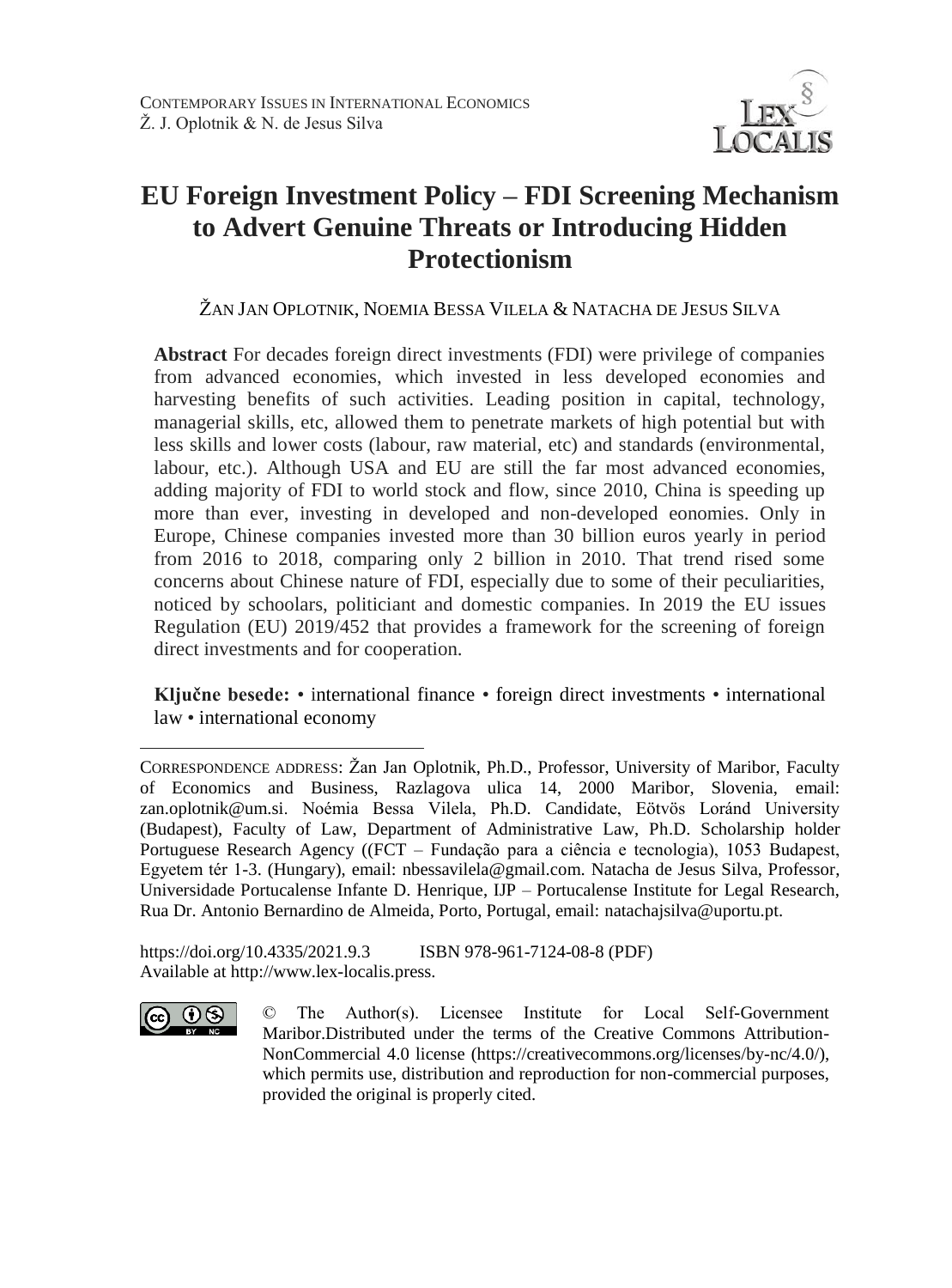# EU Foreign Investment Policy – FDI Screening Mechanism to Advert Genuine Threats or Introducing Hidden Protectionism

ŽAN JAN OPLOTNIK, NOEMIA BESSA VILELA & NATACHA DE JESUS SILVA

**Abstract** For decades foreign direct investments (FDI) were privilege of companies from advanced economies, which invested in less developed economies and harvesting benefits of such activities. Leading position in capital, technology, managerial skills, etc, allowed them to penetrate markets of high potential but with less skills and lower costs (labour, raw material, etc) and standards (environmental, labour, etc.). Although USA and EU are still the far most advanced economies, adding majority of FDI to world stock and flow, since 2010, China is speeding up more than ever, investing in developed and non-developed eonomies. Only in Europe, Chinese companies invested more than 30 billion euros yearly in period from 2016 to 2018, comparing only 2 billion in 2010. That trend rised some concerns about Chinese nature of FDI, especially due to some of their peculiarities, noticed by schoolars, politiciant and domestic companies. In 2019 the EU issues Regulation (EU) 2019/452 that provides a framework for the screening of foreign direct investments and for cooperation.

**Ključne besede:** • international finance • foreign direct investments • international law • international economy

---

CORRESPONDENCE ADDRESS: Žan Jan Oplotnik, Ph.D., Professor, University of Maribor, Faculty of Economics and Business, Razlagova ulica 14, 2000 Maribor, Slovenia, email: zan.oplotnik@um.si. Noémia Bessa Vilela, Ph.D. Candidate, Eötvös Loránd University (Budapest), Faculty of Law, Department of Administrative Law, Ph.D. Scholarship holder Portuguese Research Agency ((FCT – Fundação para a ciência e tecnologia), 1053 Budapest, Egyetem tér 1-3. (Hungary), email: nbessavilela@gmail.com. Natacha de Jesus Silva, Professor, Universidade Portucalense Infante D. Henrique, IJP – Portucalense Institute for Legal Research, Rua Dr. Antonio Bernardino de Almeida, Porto, Portugal, email: natachajsilva@uportu.pt.

https://doi.org/10.4335/2021.9.3 ISBN 978-961-7124-08-8 (PDF)
Available at http://www.lex-localis.press.

© The Author(s). Licensee Institute for Local Self-Government Maribor.Distributed under the terms of the Creative Commons Attribution-NonCommercial 4.0 license (https://creativecommons.org/licenses/by-nc/4.0/), which permits use, distribution and reproduction for non-commercial purposes, provided the original is properly cited.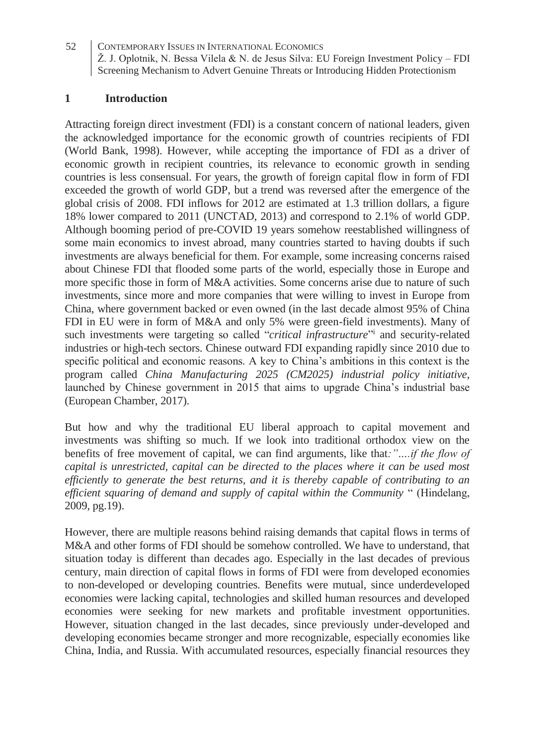## 1 Introduction

Attracting foreign direct investment (FDI) is a constant concern of national leaders, given the acknowledged importance for the economic growth of countries recipients of FDI (World Bank, 1998). However, while accepting the importance of FDI as a driver of economic growth in recipient countries, its relevance to economic growth in sending countries is less consensual. For years, the growth of foreign capital flow in form of FDI exceeded the growth of world GDP, but a trend was reversed after the emergence of the global crisis of 2008. FDI inflows for 2012 are estimated at 1.3 trillion dollars, a figure 18% lower compared to 2011 (UNCTAD, 2013) and correspond to 2.1% of world GDP. Although booming period of pre-COVID 19 years somehow reestablished willingness of some main economics to invest abroad, many countries started to having doubts if such investments are always beneficial for them. For example, some increasing concerns raised about Chinese FDI that flooded some parts of the world, especially those in Europe and more specific those in form of M&A activities. Some concerns arise due to nature of such investments, since more and more companies that were willing to invest in Europe from China, where government backed or even owned (in the last decade almost 95% of China FDI in EU were in form of M&A and only 5% were green-field investments). Many of such investments were targeting so called "*critical infrastructure*"[i] and security-related industries or high-tech sectors. Chinese outward FDI expanding rapidly since 2010 due to specific political and economic reasons. A key to China's ambitions in this context is the program called *China Manufacturing 2025 (CM2025) industrial policy initiative*, launched by Chinese government in 2015 that aims to upgrade China's industrial base (European Chamber, 2017).

But how and why the traditional EU liberal approach to capital movement and investments was shifting so much. If we look into traditional orthodox view on the benefits of free movement of capital, we can find arguments, like that*:"….if the flow of capital is unrestricted, capital can be directed to the places where it can be used most efficiently to generate the best returns, and it is thereby capable of contributing to an efficient squaring of demand and supply of capital within the Community* " (Hindelang, 2009, pg.19).

However, there are multiple reasons behind raising demands that capital flows in terms of M&A and other forms of FDI should be somehow controlled. We have to understand, that situation today is different than decades ago. Especially in the last decades of previous century, main direction of capital flows in forms of FDI were from developed economies to non-developed or developing countries. Benefits were mutual, since underdeveloped economies were lacking capital, technologies and skilled human resources and developed economies were seeking for new markets and profitable investment opportunities. However, situation changed in the last decades, since previously under-developed and developing economies became stronger and more recognizable, especially economies like China, India, and Russia. With accumulated resources, especially financial resources they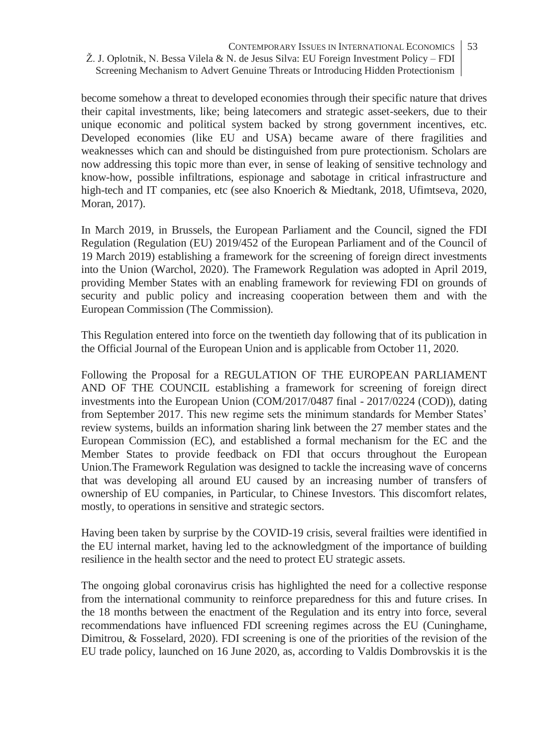become somehow a threat to developed economies through their specific nature that drives their capital investments, like; being latecomers and strategic asset-seekers, due to their unique economic and political system backed by strong government incentives, etc. Developed economies (like EU and USA) became aware of there fragilities and weaknesses which can and should be distinguished from pure protectionism. Scholars are now addressing this topic more than ever, in sense of leaking of sensitive technology and know-how, possible infiltrations, espionage and sabotage in critical infrastructure and high-tech and IT companies, etc (see also Knoerich & Miedtank, 2018, Ufimtseva, 2020, Moran, 2017).

In March 2019, in Brussels, the European Parliament and the Council, signed the FDI Regulation (Regulation (EU) 2019/452 of the European Parliament and of the Council of 19 March 2019) establishing a framework for the screening of foreign direct investments into the Union (Warchol, 2020). The Framework Regulation was adopted in April 2019, providing Member States with an enabling framework for reviewing FDI on grounds of security and public policy and increasing cooperation between them and with the European Commission (The Commission).

This Regulation entered into force on the twentieth day following that of its publication in the Official Journal of the European Union and is applicable from October 11, 2020.

Following the Proposal for a REGULATION OF THE EUROPEAN PARLIAMENT AND OF THE COUNCIL establishing a framework for screening of foreign direct investments into the European Union (COM/2017/0487 final - 2017/0224 (COD)), dating from September 2017. This new regime sets the minimum standards for Member States' review systems, builds an information sharing link between the 27 member states and the European Commission (EC), and established a formal mechanism for the EC and the Member States to provide feedback on FDI that occurs throughout the European Union.The Framework Regulation was designed to tackle the increasing wave of concerns that was developing all around EU caused by an increasing number of transfers of ownership of EU companies, in Particular, to Chinese Investors. This discomfort relates, mostly, to operations in sensitive and strategic sectors.

Having been taken by surprise by the COVID-19 crisis, several frailties were identified in the EU internal market, having led to the acknowledgment of the importance of building resilience in the health sector and the need to protect EU strategic assets.

The ongoing global coronavirus crisis has highlighted the need for a collective response from the international community to reinforce preparedness for this and future crises. In the 18 months between the enactment of the Regulation and its entry into force, several recommendations have influenced FDI screening regimes across the EU (Cuninghame, Dimitrou, & Fosselard, 2020). FDI screening is one of the priorities of the revision of the EU trade policy, launched on 16 June 2020, as, according to Valdis Dombrovskis it is the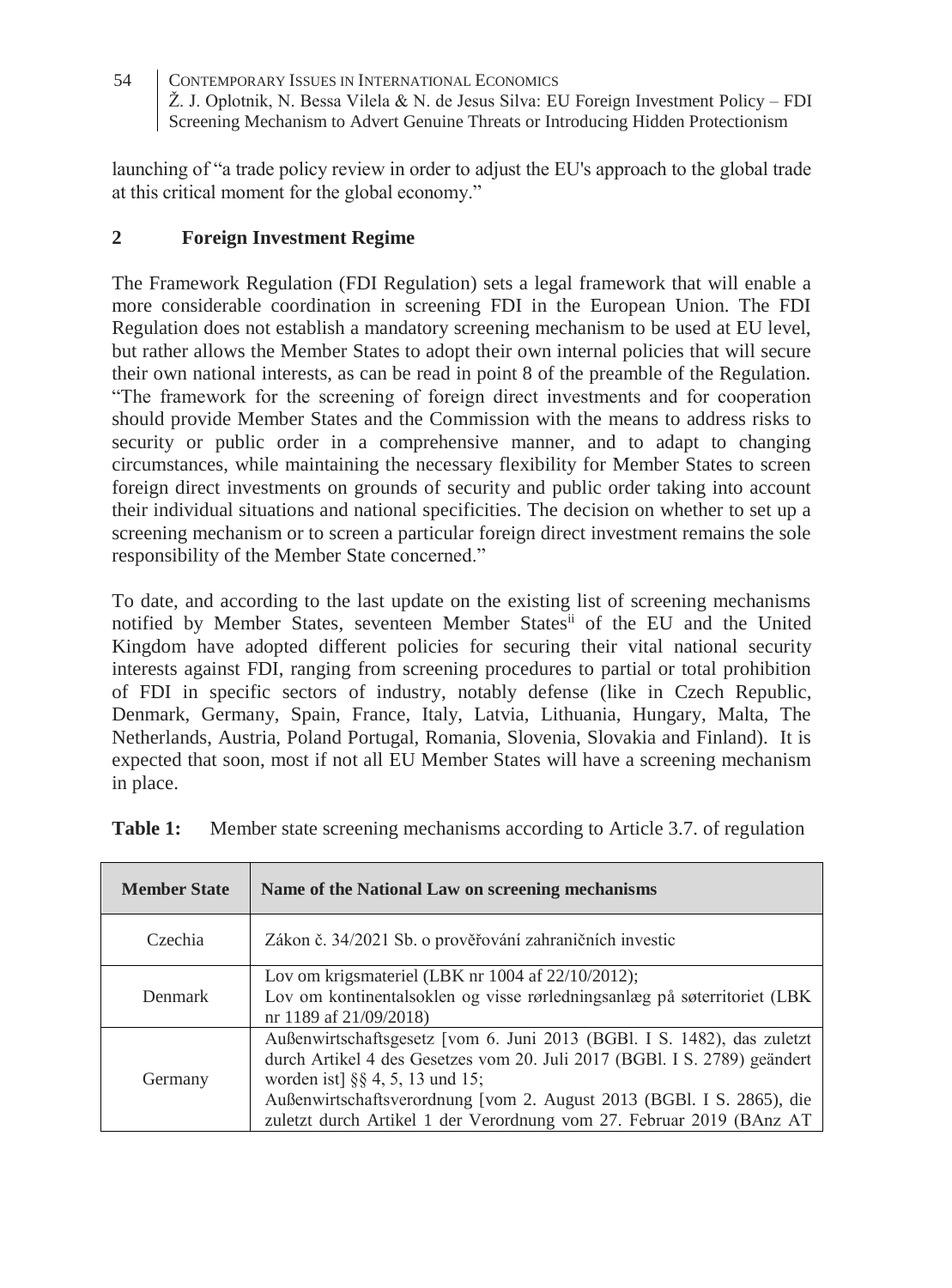launching of "a trade policy review in order to adjust the EU's approach to the global trade at this critical moment for the global economy."

## 2 Foreign Investment Regime

The Framework Regulation (FDI Regulation) sets a legal framework that will enable a more considerable coordination in screening FDI in the European Union. The FDI Regulation does not establish a mandatory screening mechanism to be used at EU level, but rather allows the Member States to adopt their own internal policies that will secure their own national interests, as can be read in point 8 of the preamble of the Regulation. "The framework for the screening of foreign direct investments and for cooperation should provide Member States and the Commission with the means to address risks to security or public order in a comprehensive manner, and to adapt to changing circumstances, while maintaining the necessary flexibility for Member States to screen foreign direct investments on grounds of security and public order taking into account their individual situations and national specificities. The decision on whether to set up a screening mechanism or to screen a particular foreign direct investment remains the sole responsibility of the Member State concerned."

To date, and according to the last update on the existing list of screening mechanisms notified by Member States, seventeen Member States[ii] of the EU and the United Kingdom have adopted different policies for securing their vital national security interests against FDI, ranging from screening procedures to partial or total prohibition of FDI in specific sectors of industry, notably defense (like in Czech Republic, Denmark, Germany, Spain, France, Italy, Latvia, Lithuania, Hungary, Malta, The Netherlands, Austria, Poland Portugal, Romania, Slovenia, Slovakia and Finland). It is expected that soon, most if not all EU Member States will have a screening mechanism in place.

**Table 1:** Member state screening mechanisms according to Article 3.7. of regulation

| Member State | Name of the National Law on screening mechanisms |
|---|---|
| Czechia | Zákon č. 34/2021 Sb. o prověřování zahraničních investic |
| Denmark | Lov om krigsmateriel (LBK nr 1004 af 22/10/2012); Lov om kontinentalsoklen og visse rørledningsanlæg på søterritoriet (LBK nr 1189 af 21/09/2018) |
| Germany | Außenwirtschaftsgesetz [vom 6. Juni 2013 (BGBl. I S. 1482), das zuletzt durch Artikel 4 des Gesetzes vom 20. Juli 2017 (BGBl. I S. 2789) geändert worden ist] §§ 4, 5, 13 und 15; Außenwirtschaftsverordnung [vom 2. August 2013 (BGBl. I S. 2865), die zuletzt durch Artikel 1 der Verordnung vom 27. Februar 2019 (BAnz AT |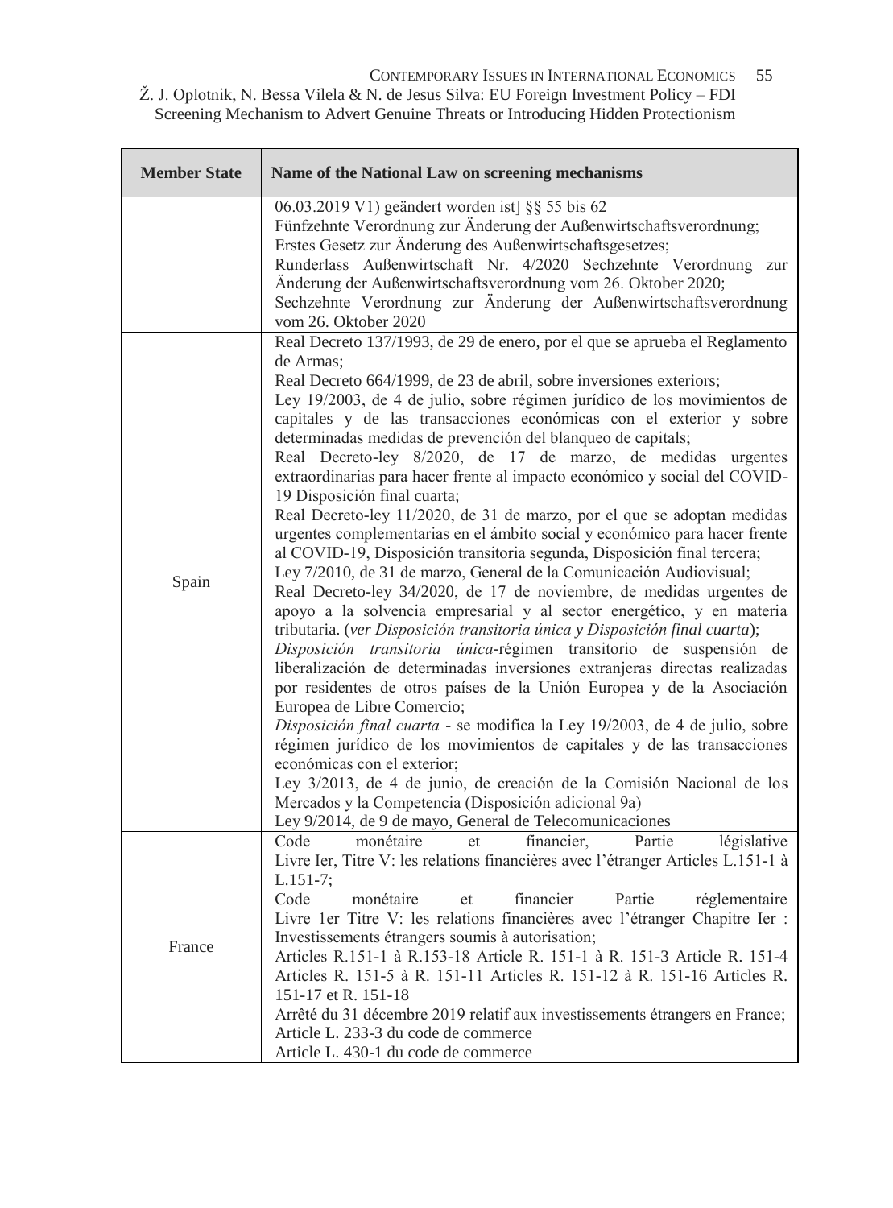| Member State | Name of the National Law on screening mechanisms |
|---|---|
| | 06.03.2019 V1) geändert worden ist] §§ 55 bis 62<br>Fünfzehnte Verordnung zur Änderung der Außenwirtschaftsverordnung;<br>Erstes Gesetz zur Änderung des Außenwirtschaftsgesetzes;<br>Runderlass Außenwirtschaft Nr. 4/2020 Sechzehnte Verordnung zur Änderung der Außenwirtschaftsverordnung vom 26. Oktober 2020;<br>Sechzehnte Verordnung zur Änderung der Außenwirtschaftsverordnung vom 26. Oktober 2020 |
| Spain | Real Decreto 137/1993, de 29 de enero, por el que se aprueba el Reglamento de Armas;<br>Real Decreto 664/1999, de 23 de abril, sobre inversiones exteriors;<br>Ley 19/2003, de 4 de julio, sobre régimen jurídico de los movimientos de capitales y de las transacciones económicas con el exterior y sobre determinadas medidas de prevención del blanqueo de capitals;<br>Real Decreto-ley 8/2020, de 17 de marzo, de medidas urgentes extraordinarias para hacer frente al impacto económico y social del COVID-19 Disposición final cuarta;<br>Real Decreto-ley 11/2020, de 31 de marzo, por el que se adoptan medidas urgentes complementarias en el ámbito social y económico para hacer frente al COVID-19, Disposición transitoria segunda, Disposición final tercera;<br>Ley 7/2010, de 31 de marzo, General de la Comunicación Audiovisual;<br>Real Decreto-ley 34/2020, de 17 de noviembre, de medidas urgentes de apoyo a la solvencia empresarial y al sector energético, y en materia tributaria. (*ver Disposición transitoria única y Disposición final cuarta*);<br>*Disposición transitoria única*-régimen transitorio de suspensión de liberalización de determinadas inversiones extranjeras directas realizadas por residentes de otros países de la Unión Europea y de la Asociación Europea de Libre Comercio;<br>*Disposición final cuarta* - se modifica la Ley 19/2003, de 4 de julio, sobre régimen jurídico de los movimientos de capitales y de las transacciones económicas con el exterior;<br>Ley 3/2013, de 4 de junio, de creación de la Comisión Nacional de los Mercados y la Competencia (Disposición adicional 9a)<br>Ley 9/2014, de 9 de mayo, General de Telecomunicaciones |
| France | Code monétaire et financier, Partie législative Livre Ier, Titre V: les relations financières avec l'étranger Articles L.151-1 à L.151-7;<br>Code monétaire et financier Partie réglementaire Livre 1er Titre V: les relations financières avec l'étranger Chapitre Ier : Investissements étrangers soumis à autorisation;<br>Articles R.151-1 à R.153-18 Article R. 151-1 à R. 151-3 Article R. 151-4 Articles R. 151-5 à R. 151-11 Articles R. 151-12 à R. 151-16 Articles R. 151-17 et R. 151-18<br>Arrêté du 31 décembre 2019 relatif aux investissements étrangers en France;<br>Article L. 233-3 du code de commerce<br>Article L. 430-1 du code de commerce |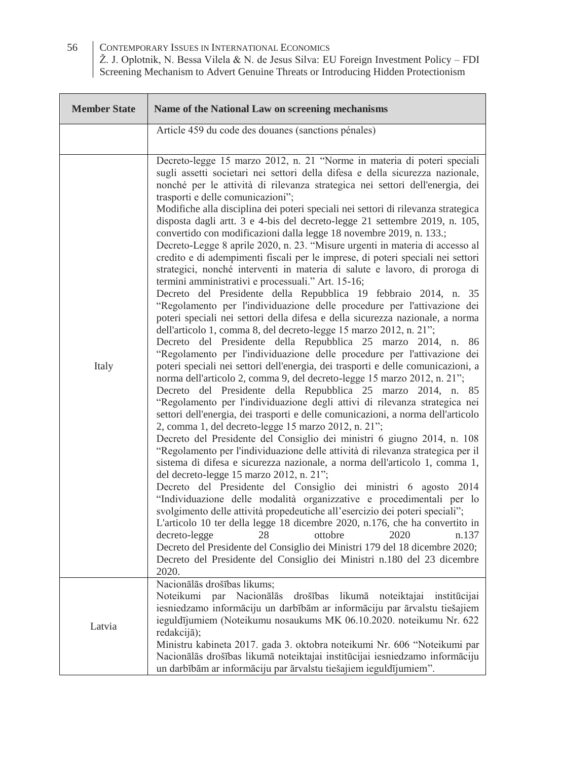| Member State | Name of the National Law on screening mechanisms |
|---|---|
| | Article 459 du code des douanes (sanctions pénales) |
| Italy | Decreto-legge 15 marzo 2012, n. 21 "Norme in materia di poteri speciali sugli assetti societari nei settori della difesa e della sicurezza nazionale, nonché per le attività di rilevanza strategica nei settori dell'energia, dei trasporti e delle comunicazioni"; Modifiche alla disciplina dei poteri speciali nei settori di rilevanza strategica disposta dagli artt. 3 e 4-bis del decreto-legge 21 settembre 2019, n. 105, convertido con modificazioni dalla legge 18 novembre 2019, n. 133.; Decreto-Legge 8 aprile 2020, n. 23. "Misure urgenti in materia di accesso al credito e di adempimenti fiscali per le imprese, di poteri speciali nei settori strategici, nonché interventi in materia di salute e lavoro, di proroga di termini amministrativi e processuali." Art. 15-16; Decreto del Presidente della Repubblica 19 febbraio 2014, n. 35 "Regolamento per l'individuazione delle procedure per l'attivazione dei poteri speciali nei settori della difesa e della sicurezza nazionale, a norma dell'articolo 1, comma 8, del decreto-legge 15 marzo 2012, n. 21"; Decreto del Presidente della Repubblica 25 marzo 2014, n. 86 "Regolamento per l'individuazione delle procedure per l'attivazione dei poteri speciali nei settori dell'energia, dei trasporti e delle comunicazioni, a norma dell'articolo 2, comma 9, del decreto-legge 15 marzo 2012, n. 21"; Decreto del Presidente della Repubblica 25 marzo 2014, n. 85 "Regolamento per l'individuazione degli attivi di rilevanza strategica nei settori dell'energia, dei trasporti e delle comunicazioni, a norma dell'articolo 2, comma 1, del decreto-legge 15 marzo 2012, n. 21"; Decreto del Presidente del Consiglio dei ministri 6 giugno 2014, n. 108 "Regolamento per l'individuazione delle attività di rilevanza strategica per il sistema di difesa e sicurezza nazionale, a norma dell'articolo 1, comma 1, del decreto-legge 15 marzo 2012, n. 21"; Decreto del Presidente del Consiglio dei ministri 6 agosto 2014 "Individuazione delle modalità organizzative e procedimentali per lo svolgimento delle attività propedeutiche all'esercizio dei poteri speciali"; L'articolo 10 ter della legge 18 dicembre 2020, n.176, che ha convertito in decreto-legge 28 ottobre 2020 n.137 Decreto del Presidente del Consiglio dei Ministri 179 del 18 dicembre 2020; Decreto del Presidente del Consiglio dei Ministri n.180 del 23 dicembre 2020. |
| Latvia | Nacionālās drošības likums; Noteikumi par Nacionālās drošības likumā noteiktajai institūcijai iesniedzamo informāciju un darbībām ar informāciju par ārvalstu tiešajiem ieguldījumiem (Noteikumu nosaukums MK 06.10.2020. noteikumu Nr. 622 redakcijā); Ministru kabineta 2017. gada 3. oktobra noteikumi Nr. 606 "Noteikumi par Nacionālās drošības likumā noteiktajai institūcijai iesniedzamo informāciju un darbībām ar informāciju par ārvalstu tiešajiem ieguldījumiem". |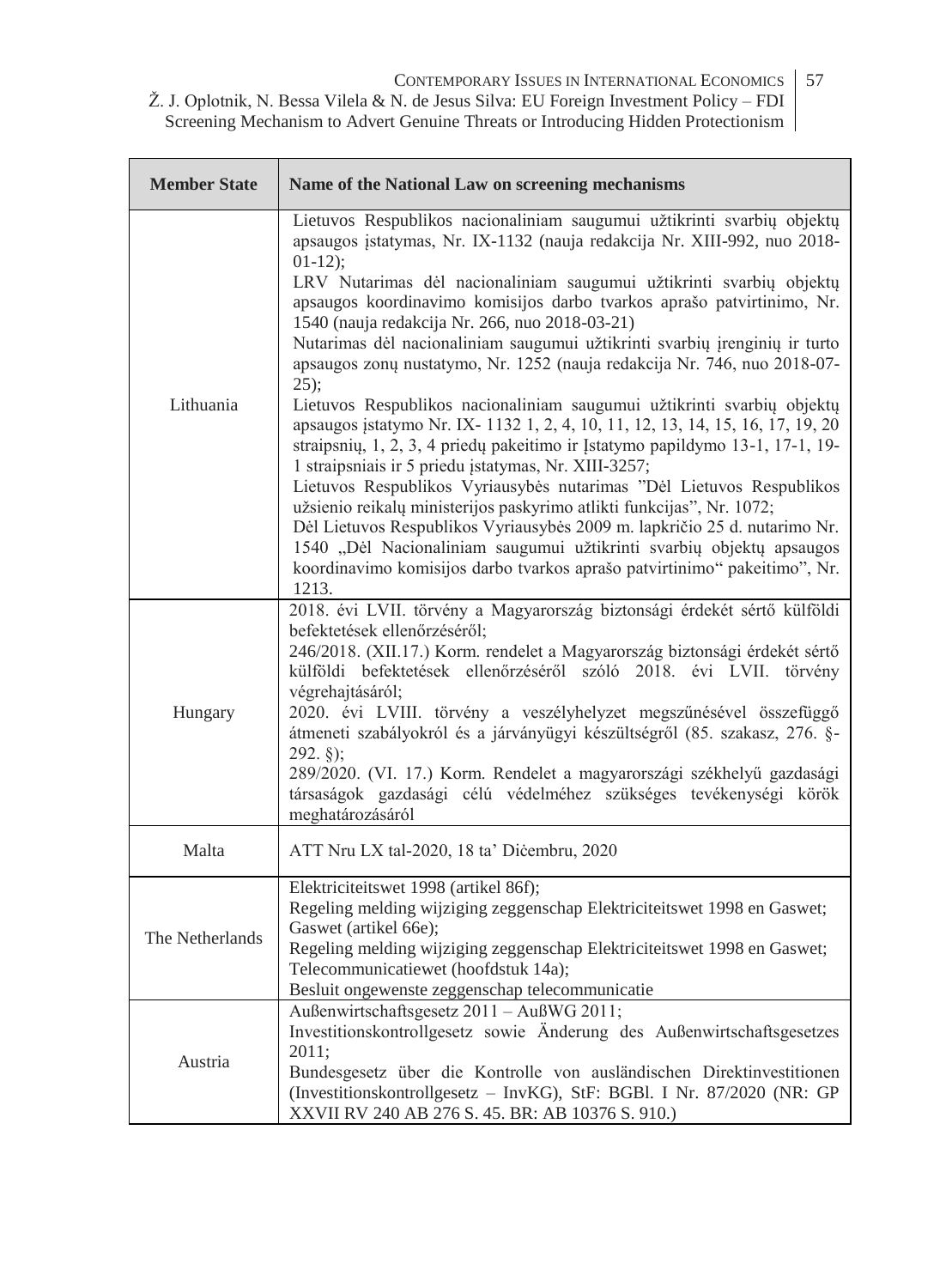| Member State | Name of the National Law on screening mechanisms |
|---|---|
| Lithuania | Lietuvos Respublikos nacionaliniam saugumui užtikrinti svarbių objektų apsaugos įstatymas, Nr. IX-1132 (nauja redakcija Nr. XIII-992, nuo 2018-01-12);<br>LRV Nutarimas dėl nacionaliniam saugumui užtikrinti svarbių objektų apsaugos koordinavimo komisijos darbo tvarkos aprašo patvirtinimo, Nr. 1540 (nauja redakcija Nr. 266, nuo 2018-03-21)<br>Nutarimas dėl nacionaliniam saugumui užtikrinti svarbių įrenginių ir turto apsaugos zonų nustatymo, Nr. 1252 (nauja redakcija Nr. 746, nuo 2018-07-25);<br>Lietuvos Respublikos nacionaliniam saugumui užtikrinti svarbių objektų apsaugos įstatymo Nr. IX- 1132 1, 2, 4, 10, 11, 12, 13, 14, 15, 16, 17, 19, 20 straipsnių, 1, 2, 3, 4 priedų pakeitimo ir Įstatymo papildymo 13-1, 17-1, 19-1 straipsniais ir 5 priedu įstatymas, Nr. XIII-3257;<br>Lietuvos Respublikos Vyriausybės nutarimas "Dėl Lietuvos Respublikos užsienio reikalų ministerijos paskyrimo atlikti funkcijas", Nr. 1072;<br>Dėl Lietuvos Respublikos Vyriausybės 2009 m. lapkričio 25 d. nutarimo Nr. 1540 „Dėl Nacionaliniam saugumui užtikrinti svarbių objektų apsaugos koordinavimo komisijos darbo tvarkos aprašo patvirtinimo" pakeitimo", Nr. 1213. |
| Hungary | 2018. évi LVII. törvény a Magyarország biztonsági érdekét sértő külföldi befektetések ellenőrzéséről;<br>246/2018. (XII.17.) Korm. rendelet a Magyarország biztonsági érdekét sértő külföldi befektetések ellenőrzéséről szóló 2018. évi LVII. törvény végrehajtásáról;<br>2020. évi LVIII. törvény a veszélyhelyzet megszűnésével összefüggő átmeneti szabályokról és a járványügyi készültségről (85. szakasz, 276. §-292. §);<br>289/2020. (VI. 17.) Korm. Rendelet a magyarországi székhelyű gazdasági társaságok gazdasági célú védelméhez szükséges tevékenységi körök meghatározásáról |
| Malta | ATT Nru LX tal-2020, 18 ta' Diċembru, 2020 |
| The Netherlands | Elektriciteitswet 1998 (artikel 86f);<br>Regeling melding wijziging zeggenschap Elektriciteitswet 1998 en Gaswet;<br>Gaswet (artikel 66e);<br>Regeling melding wijziging zeggenschap Elektriciteitswet 1998 en Gaswet;<br>Telecommunicatiewet (hoofdstuk 14a);<br>Besluit ongewenste zeggenschap telecommunicatie |
| Austria | Außenwirtschaftsgesetz 2011 – AußWG 2011;<br>Investitionskontrollgesetz sowie Änderung des Außenwirtschaftsgesetzes 2011;<br>Bundesgesetz über die Kontrolle von ausländischen Direktinvestitionen (Investitionskontrollgesetz – InvKG), StF: BGBl. I Nr. 87/2020 (NR: GP XXVII RV 240 AB 276 S. 45. BR: AB 10376 S. 910.) |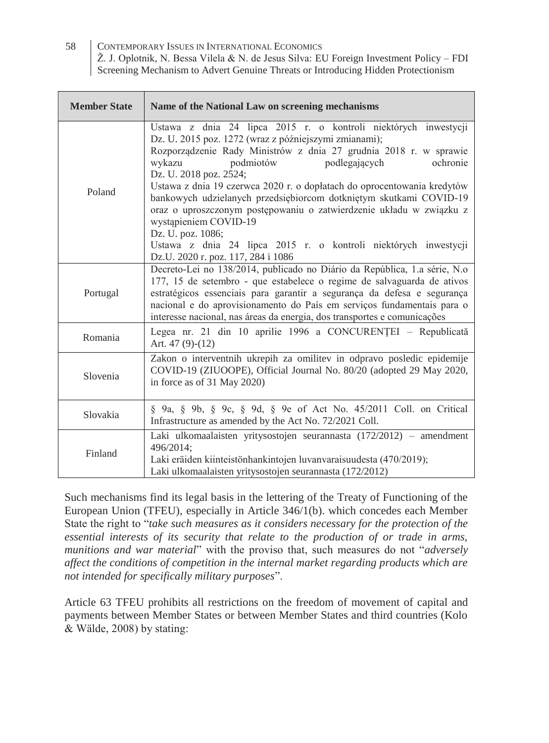| Member State | Name of the National Law on screening mechanisms |
|---|---|
| Poland | Ustawa z dnia 24 lipca 2015 r. o kontroli niektórych inwestycji Dz. U. 2015 poz. 1272 (wraz z późniejszymi zmianami); Rozporządzenie Rady Ministrów z dnia 27 grudnia 2018 r. w sprawie wykazu podmiotów podlegających ochronie Dz. U. 2018 poz. 2524; Ustawa z dnia 19 czerwca 2020 r. o dopłatach do oprocentowania kredytów bankowych udzielanych przedsiębiorcom dotkniętym skutkami COVID-19 oraz o uproszczonym postępowaniu o zatwierdzenie układu w związku z wystąpieniem COVID-19 Dz. U. poz. 1086; Ustawa z dnia 24 lipca 2015 r. o kontroli niektórych inwestycji Dz.U. 2020 r. poz. 117, 284 i 1086 |
| Portugal | Decreto-Lei no 138/2014, publicado no Diário da República, 1.a série, N.o 177, 15 de setembro - que estabelece o regime de salvaguarda de ativos estratégicos essenciais para garantir a segurança da defesa e segurança nacional e do aprovisionamento do País em serviços fundamentais para o interesse nacional, nas áreas da energia, dos transportes e comunicações |
| Romania | Legea nr. 21 din 10 aprilie 1996 a CONCURENȚEI – Republicată Art. 47 (9)-(12) |
| Slovenia | Zakon o interventnih ukrepih za omilitev in odpravo posledic epidemije COVID-19 (ZIUOOPE), Official Journal No. 80/20 (adopted 29 May 2020, in force as of 31 May 2020) |
| Slovakia | § 9a, § 9b, § 9c, § 9d, § 9e of Act No. 45/2011 Coll. on Critical Infrastructure as amended by the Act No. 72/2021 Coll. |
| Finland | Laki ulkomaalaisten yritysostojen seurannasta (172/2012) – amendment 496/2014; Laki eräiden kiinteistönhankintojen luvanvaraisuudesta (470/2019); Laki ulkomaalaisten yritysostojen seurannasta (172/2012) |

Such mechanisms find its legal basis in the lettering of the Treaty of Functioning of the European Union (TFEU), especially in Article 346/1(b). which concedes each Member State the right to "*take such measures as it considers necessary for the protection of the essential interests of its security that relate to the production of or trade in arms, munitions and war material*" with the proviso that, such measures do not "*adversely affect the conditions of competition in the internal market regarding products which are not intended for specifically military purposes*".

Article 63 TFEU prohibits all restrictions on the freedom of movement of capital and payments between Member States or between Member States and third countries (Kolo & Wälde, 2008) by stating: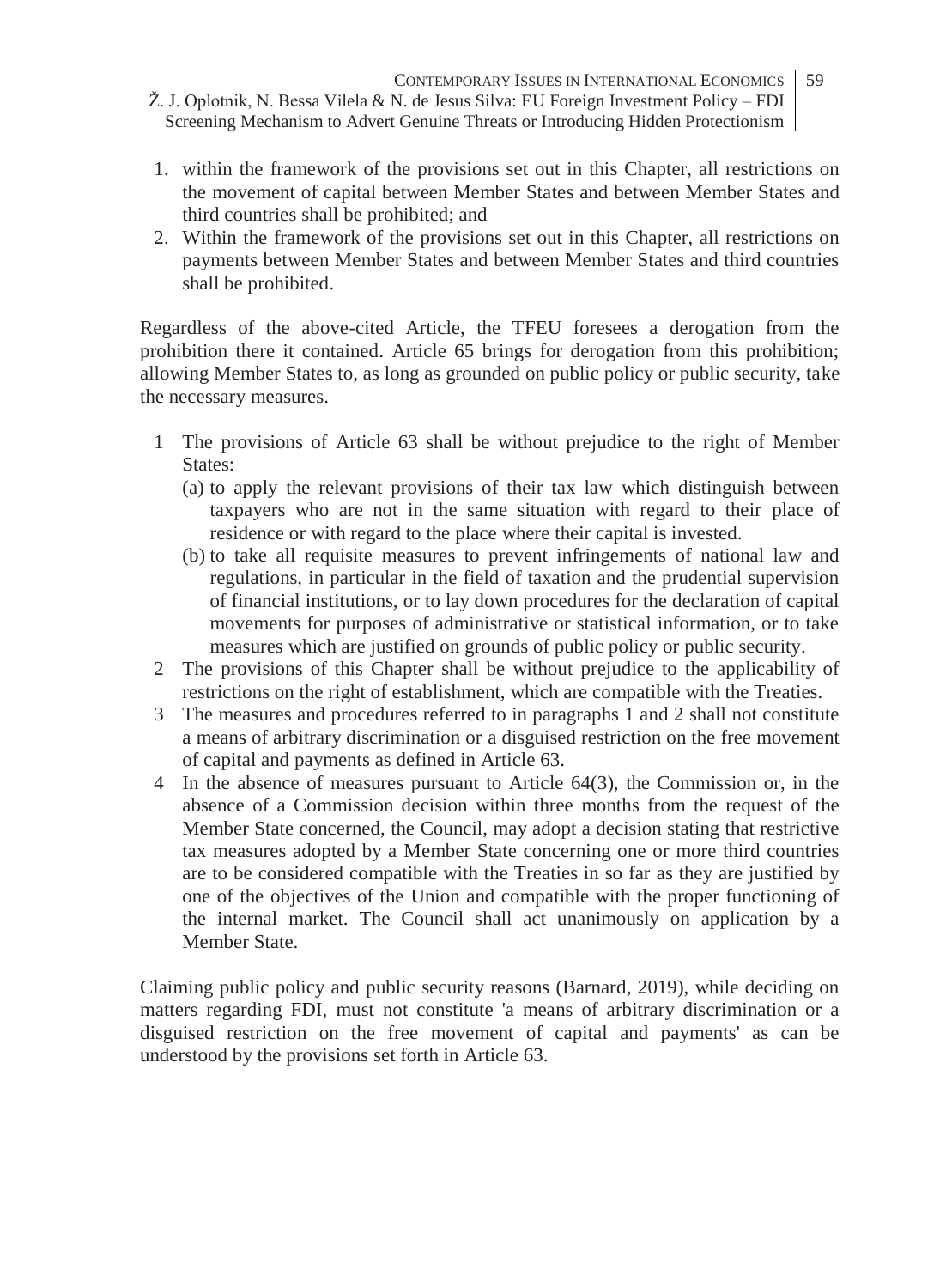1. within the framework of the provisions set out in this Chapter, all restrictions on the movement of capital between Member States and between Member States and third countries shall be prohibited; and
2. Within the framework of the provisions set out in this Chapter, all restrictions on payments between Member States and between Member States and third countries shall be prohibited.

Regardless of the above-cited Article, the TFEU foresees a derogation from the prohibition there it contained. Article 65 brings for derogation from this prohibition; allowing Member States to, as long as grounded on public policy or public security, take the necessary measures.

1 The provisions of Article 63 shall be without prejudice to the right of Member States:
   (a) to apply the relevant provisions of their tax law which distinguish between taxpayers who are not in the same situation with regard to their place of residence or with regard to the place where their capital is invested.
   (b) to take all requisite measures to prevent infringements of national law and regulations, in particular in the field of taxation and the prudential supervision of financial institutions, or to lay down procedures for the declaration of capital movements for purposes of administrative or statistical information, or to take measures which are justified on grounds of public policy or public security.

2 The provisions of this Chapter shall be without prejudice to the applicability of restrictions on the right of establishment, which are compatible with the Treaties.

3 The measures and procedures referred to in paragraphs 1 and 2 shall not constitute a means of arbitrary discrimination or a disguised restriction on the free movement of capital and payments as defined in Article 63.

4 In the absence of measures pursuant to Article 64(3), the Commission or, in the absence of a Commission decision within three months from the request of the Member State concerned, the Council, may adopt a decision stating that restrictive tax measures adopted by a Member State concerning one or more third countries are to be considered compatible with the Treaties in so far as they are justified by one of the objectives of the Union and compatible with the proper functioning of the internal market. The Council shall act unanimously on application by a Member State.

Claiming public policy and public security reasons (Barnard, 2019), while deciding on matters regarding FDI, must not constitute 'a means of arbitrary discrimination or a disguised restriction on the free movement of capital and payments' as can be understood by the provisions set forth in Article 63.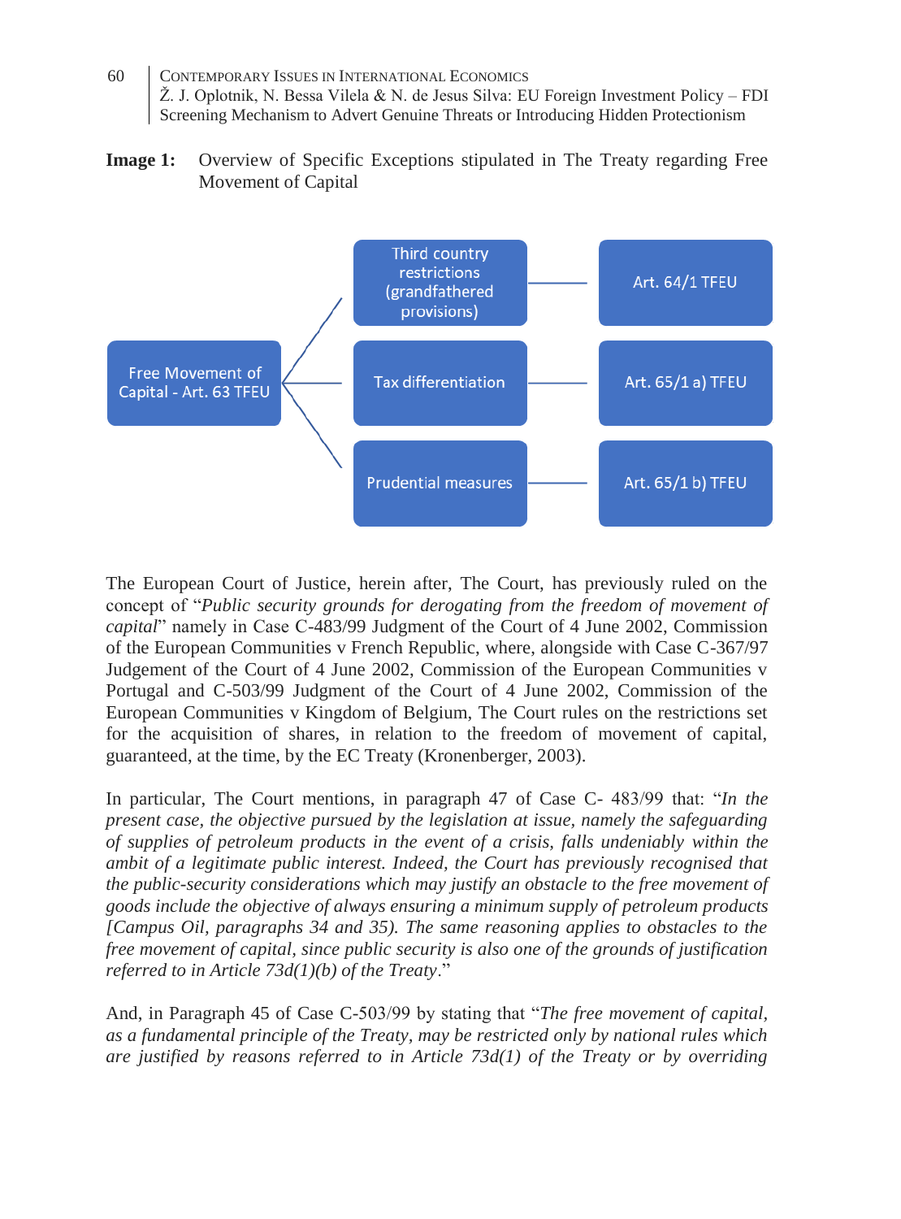**Image 1:** Overview of Specific Exceptions stipulated in The Treaty regarding Free Movement of Capital

| | Exception | Provision |
|---|---|---|
| Free Movement of Capital - Art. 63 TFEU | Third country restrictions (grandfathered provisions) | Art. 64/1 TFEU |
| | Tax differentiation | Art. 65/1 a) TFEU |
| | Prudential measures | Art. 65/1 b) TFEU |

The European Court of Justice, herein after, The Court, has previously ruled on the concept of "*Public security grounds for derogating from the freedom of movement of capital*" namely in Case C-483/99 Judgment of the Court of 4 June 2002, Commission of the European Communities v French Republic, where, alongside with Case C-367/97 Judgement of the Court of 4 June 2002, Commission of the European Communities v Portugal and C-503/99 Judgment of the Court of 4 June 2002, Commission of the European Communities v Kingdom of Belgium, The Court rules on the restrictions set for the acquisition of shares, in relation to the freedom of movement of capital, guaranteed, at the time, by the EC Treaty (Kronenberger, 2003).

In particular, The Court mentions, in paragraph 47 of Case C- 483/99 that: "*In the present case, the objective pursued by the legislation at issue, namely the safeguarding of supplies of petroleum products in the event of a crisis, falls undeniably within the ambit of a legitimate public interest. Indeed, the Court has previously recognised that the public-security considerations which may justify an obstacle to the free movement of goods include the objective of always ensuring a minimum supply of petroleum products [Campus Oil, paragraphs 34 and 35). The same reasoning applies to obstacles to the free movement of capital, since public security is also one of the grounds of justification referred to in Article 73d(1)(b) of the Treaty*."

And, in Paragraph 45 of Case C-503/99 by stating that "*The free movement of capital, as a fundamental principle of the Treaty, may be restricted only by national rules which are justified by reasons referred to in Article 73d(1) of the Treaty or by overriding*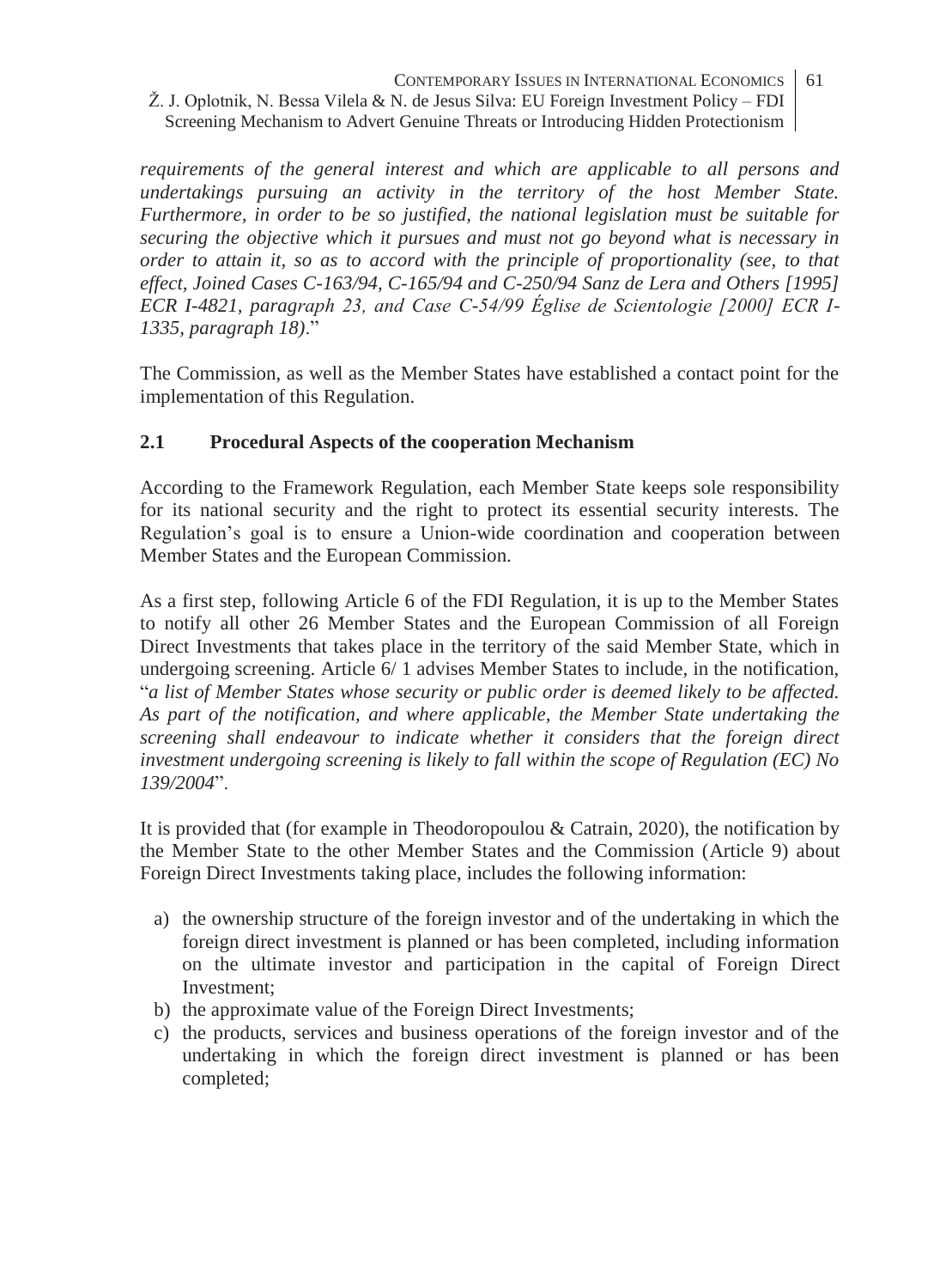*requirements of the general interest and which are applicable to all persons and undertakings pursuing an activity in the territory of the host Member State. Furthermore, in order to be so justified, the national legislation must be suitable for securing the objective which it pursues and must not go beyond what is necessary in order to attain it, so as to accord with the principle of proportionality (see, to that effect, Joined Cases C-163/94, C-165/94 and C-250/94 Sanz de Lera and Others [1995] ECR I-4821, paragraph 23, and Case C-54/99 Église de Scientologie [2000] ECR I-1335, paragraph 18)*."

The Commission, as well as the Member States have established a contact point for the implementation of this Regulation.

## 2.1 Procedural Aspects of the cooperation Mechanism

According to the Framework Regulation, each Member State keeps sole responsibility for its national security and the right to protect its essential security interests. The Regulation's goal is to ensure a Union-wide coordination and cooperation between Member States and the European Commission.

As a first step, following Article 6 of the FDI Regulation, it is up to the Member States to notify all other 26 Member States and the European Commission of all Foreign Direct Investments that takes place in the territory of the said Member State, which in undergoing screening. Article 6/ 1 advises Member States to include, in the notification, "*a list of Member States whose security or public order is deemed likely to be affected. As part of the notification, and where applicable, the Member State undertaking the screening shall endeavour to indicate whether it considers that the foreign direct investment undergoing screening is likely to fall within the scope of Regulation (EC) No 139/2004*".

It is provided that (for example in Theodoropoulou & Catrain, 2020), the notification by the Member State to the other Member States and the Commission (Article 9) about Foreign Direct Investments taking place, includes the following information:

a) the ownership structure of the foreign investor and of the undertaking in which the foreign direct investment is planned or has been completed, including information on the ultimate investor and participation in the capital of Foreign Direct Investment;
b) the approximate value of the Foreign Direct Investments;
c) the products, services and business operations of the foreign investor and of the undertaking in which the foreign direct investment is planned or has been completed;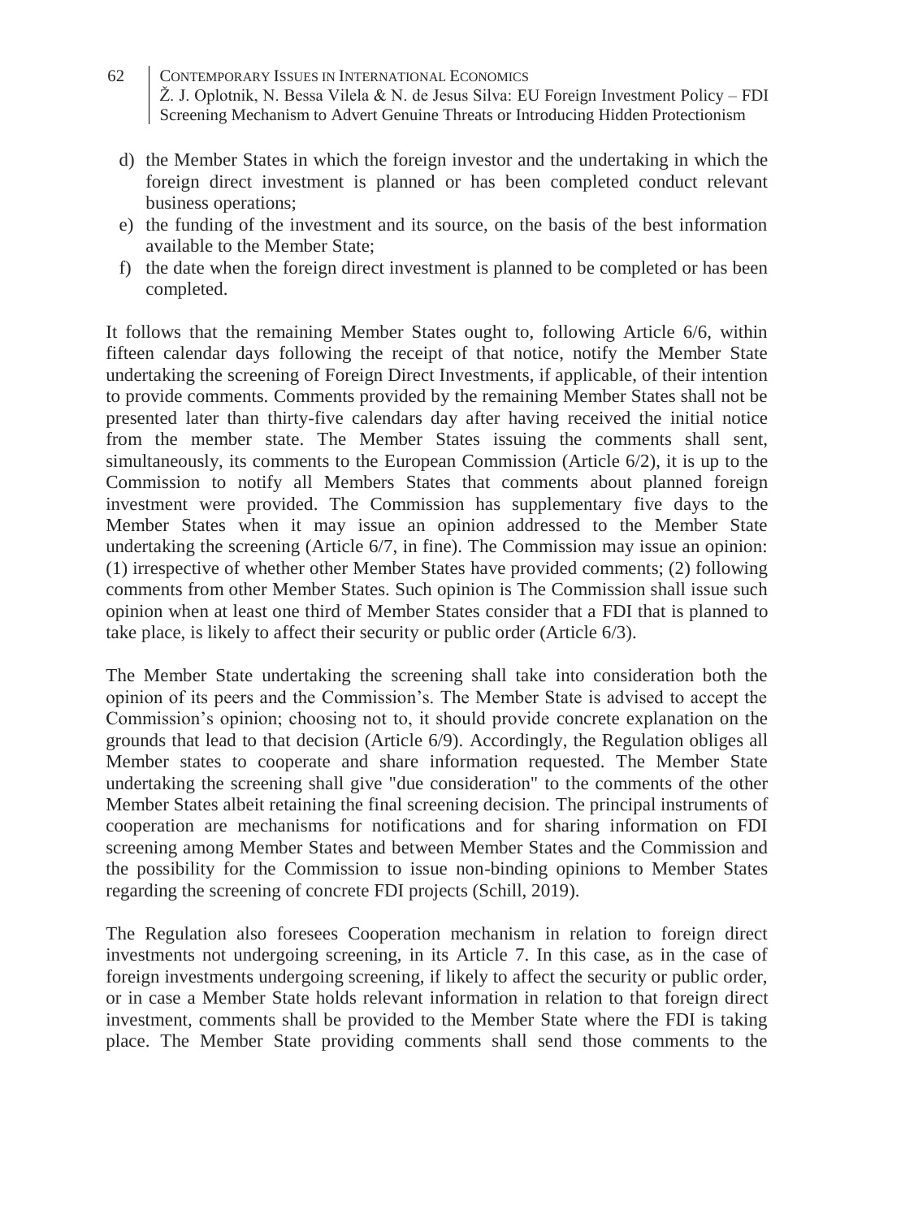d) the Member States in which the foreign investor and the undertaking in which the foreign direct investment is planned or has been completed conduct relevant business operations;
e) the funding of the investment and its source, on the basis of the best information available to the Member State;
f) the date when the foreign direct investment is planned to be completed or has been completed.

It follows that the remaining Member States ought to, following Article 6/6, within fifteen calendar days following the receipt of that notice, notify the Member State undertaking the screening of Foreign Direct Investments, if applicable, of their intention to provide comments. Comments provided by the remaining Member States shall not be presented later than thirty-five calendars day after having received the initial notice from the member state. The Member States issuing the comments shall sent, simultaneously, its comments to the European Commission (Article 6/2), it is up to the Commission to notify all Members States that comments about planned foreign investment were provided. The Commission has supplementary five days to the Member States when it may issue an opinion addressed to the Member State undertaking the screening (Article 6/7, in fine). The Commission may issue an opinion: (1) irrespective of whether other Member States have provided comments; (2) following comments from other Member States. Such opinion is The Commission shall issue such opinion when at least one third of Member States consider that a FDI that is planned to take place, is likely to affect their security or public order (Article 6/3).

The Member State undertaking the screening shall take into consideration both the opinion of its peers and the Commission's. The Member State is advised to accept the Commission's opinion; choosing not to, it should provide concrete explanation on the grounds that lead to that decision (Article 6/9). Accordingly, the Regulation obliges all Member states to cooperate and share information requested. The Member State undertaking the screening shall give "due consideration" to the comments of the other Member States albeit retaining the final screening decision. The principal instruments of cooperation are mechanisms for notifications and for sharing information on FDI screening among Member States and between Member States and the Commission and the possibility for the Commission to issue non-binding opinions to Member States regarding the screening of concrete FDI projects (Schill, 2019).

The Regulation also foresees Cooperation mechanism in relation to foreign direct investments not undergoing screening, in its Article 7. In this case, as in the case of foreign investments undergoing screening, if likely to affect the security or public order, or in case a Member State holds relevant information in relation to that foreign direct investment, comments shall be provided to the Member State where the FDI is taking place. The Member State providing comments shall send those comments to the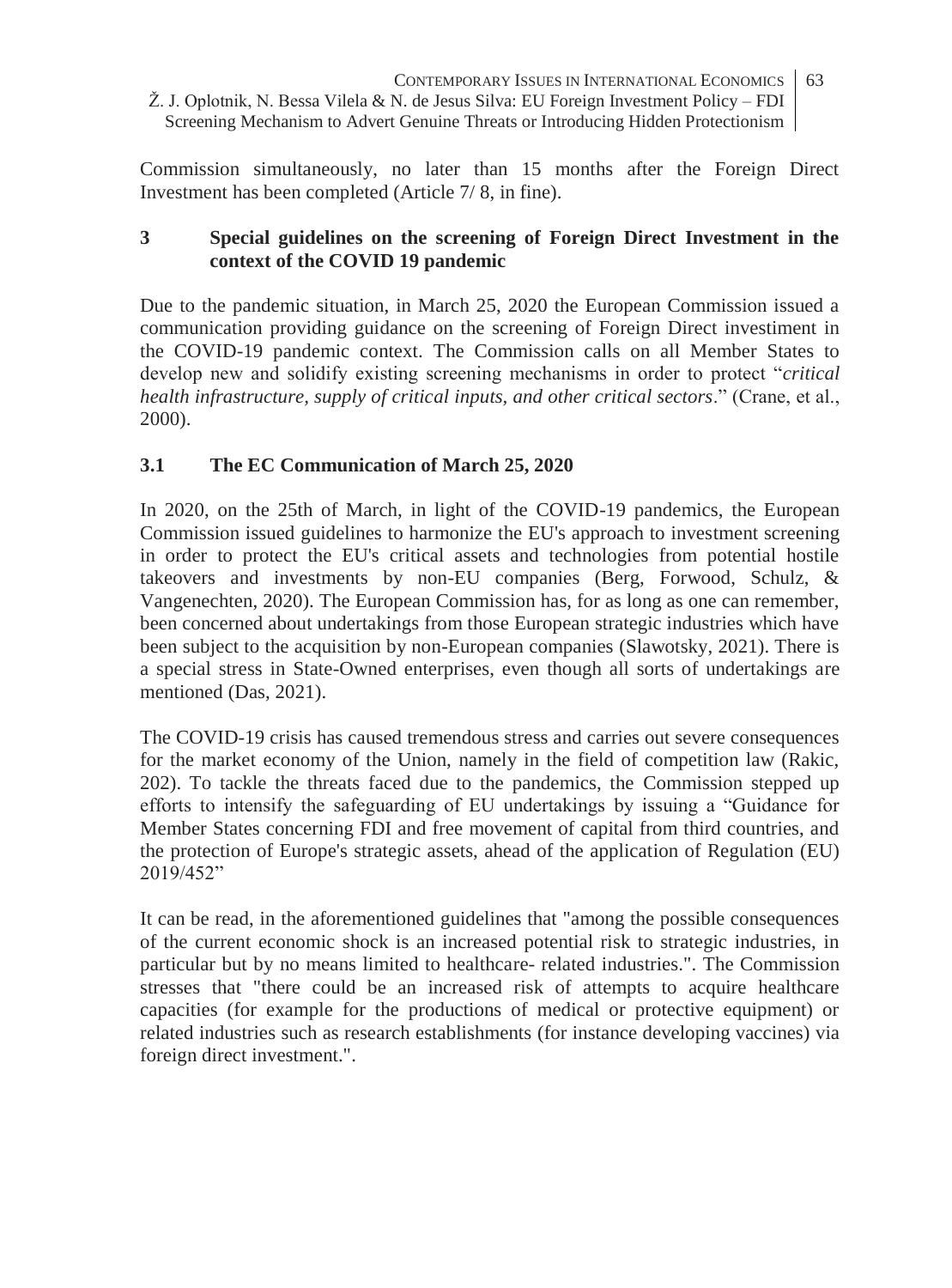Commission simultaneously, no later than 15 months after the Foreign Direct Investment has been completed (Article 7/ 8, in fine).

## 3 Special guidelines on the screening of Foreign Direct Investment in the context of the COVID 19 pandemic

Due to the pandemic situation, in March 25, 2020 the European Commission issued a communication providing guidance on the screening of Foreign Direct investiment in the COVID-19 pandemic context. The Commission calls on all Member States to develop new and solidify existing screening mechanisms in order to protect "*critical health infrastructure, supply of critical inputs, and other critical sectors*." (Crane, et al., 2000).

### 3.1 The EC Communication of March 25, 2020

In 2020, on the 25th of March, in light of the COVID-19 pandemics, the European Commission issued guidelines to harmonize the EU's approach to investment screening in order to protect the EU's critical assets and technologies from potential hostile takeovers and investments by non-EU companies (Berg, Forwood, Schulz, & Vangenechten, 2020). The European Commission has, for as long as one can remember, been concerned about undertakings from those European strategic industries which have been subject to the acquisition by non-European companies (Slawotsky, 2021). There is a special stress in State-Owned enterprises, even though all sorts of undertakings are mentioned (Das, 2021).

The COVID-19 crisis has caused tremendous stress and carries out severe consequences for the market economy of the Union, namely in the field of competition law (Rakic, 202). To tackle the threats faced due to the pandemics, the Commission stepped up efforts to intensify the safeguarding of EU undertakings by issuing a "Guidance for Member States concerning FDI and free movement of capital from third countries, and the protection of Europe's strategic assets, ahead of the application of Regulation (EU) 2019/452"

It can be read, in the aforementioned guidelines that "among the possible consequences of the current economic shock is an increased potential risk to strategic industries, in particular but by no means limited to healthcare- related industries.". The Commission stresses that "there could be an increased risk of attempts to acquire healthcare capacities (for example for the productions of medical or protective equipment) or related industries such as research establishments (for instance developing vaccines) via foreign direct investment.".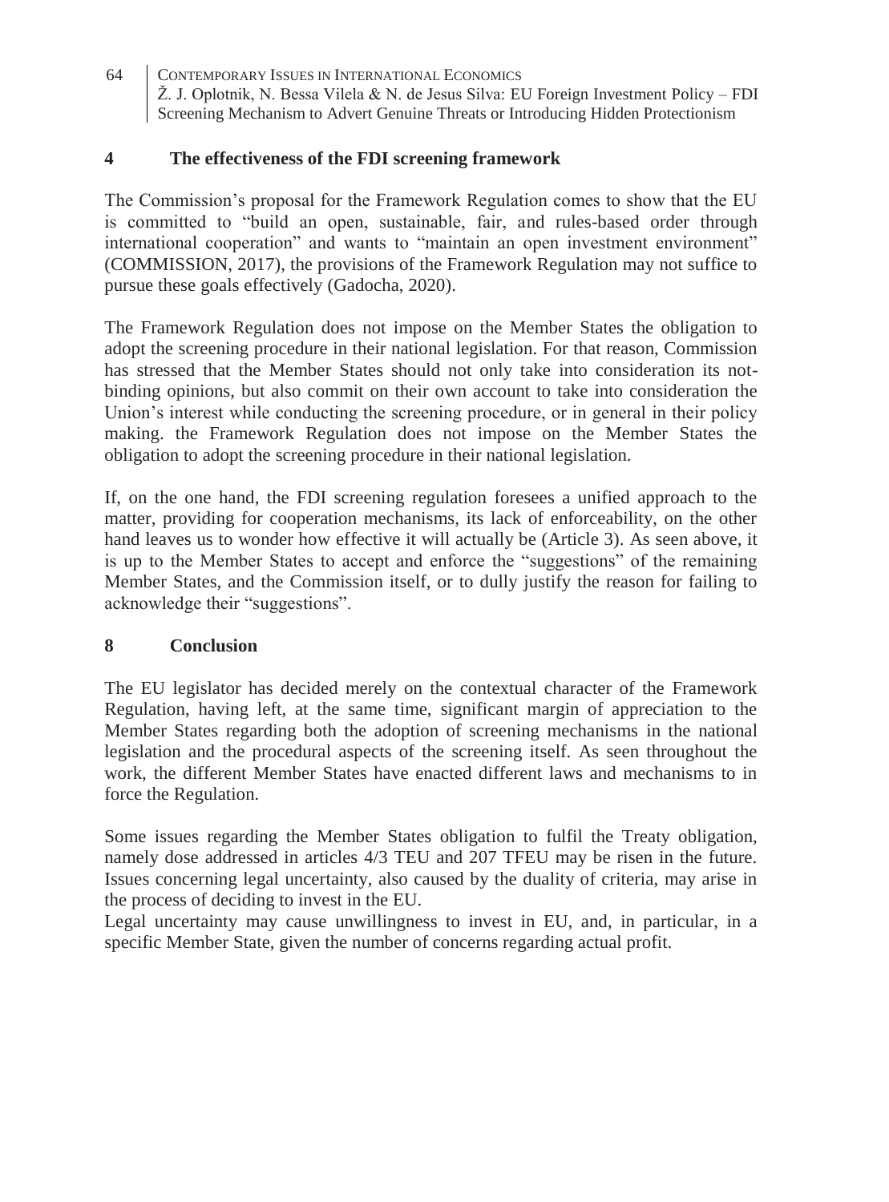## 4 The effectiveness of the FDI screening framework

The Commission's proposal for the Framework Regulation comes to show that the EU is committed to "build an open, sustainable, fair, and rules-based order through international cooperation" and wants to "maintain an open investment environment" (COMMISSION, 2017), the provisions of the Framework Regulation may not suffice to pursue these goals effectively (Gadocha, 2020).

The Framework Regulation does not impose on the Member States the obligation to adopt the screening procedure in their national legislation. For that reason, Commission has stressed that the Member States should not only take into consideration its not-binding opinions, but also commit on their own account to take into consideration the Union's interest while conducting the screening procedure, or in general in their policy making. the Framework Regulation does not impose on the Member States the obligation to adopt the screening procedure in their national legislation.

If, on the one hand, the FDI screening regulation foresees a unified approach to the matter, providing for cooperation mechanisms, its lack of enforceability, on the other hand leaves us to wonder how effective it will actually be (Article 3). As seen above, it is up to the Member States to accept and enforce the "suggestions" of the remaining Member States, and the Commission itself, or to dully justify the reason for failing to acknowledge their "suggestions".

## 8 Conclusion

The EU legislator has decided merely on the contextual character of the Framework Regulation, having left, at the same time, significant margin of appreciation to the Member States regarding both the adoption of screening mechanisms in the national legislation and the procedural aspects of the screening itself. As seen throughout the work, the different Member States have enacted different laws and mechanisms to in force the Regulation.

Some issues regarding the Member States obligation to fulfil the Treaty obligation, namely dose addressed in articles 4/3 TEU and 207 TFEU may be risen in the future. Issues concerning legal uncertainty, also caused by the duality of criteria, may arise in the process of deciding to invest in the EU.

Legal uncertainty may cause unwillingness to invest in EU, and, in particular, in a specific Member State, given the number of concerns regarding actual profit.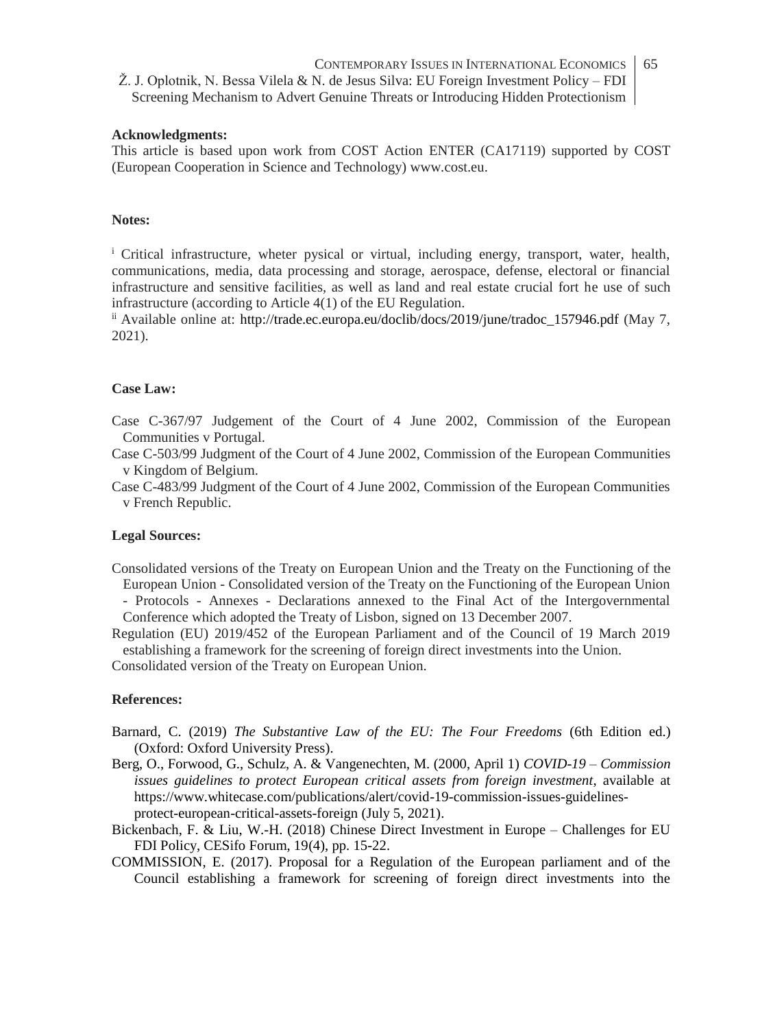**Acknowledgments:**

This article is based upon work from COST Action ENTER (CA17119) supported by COST (European Cooperation in Science and Technology) www.cost.eu.

**Notes:**

[i] Critical infrastructure, wheter pysical or virtual, including energy, transport, water, health, communications, media, data processing and storage, aerospace, defense, electoral or financial infrastructure and sensitive facilities, as well as land and real estate crucial fort he use of such infrastructure (according to Article 4(1) of the EU Regulation.

[ii] Available online at: http://trade.ec.europa.eu/doclib/docs/2019/june/tradoc_157946.pdf (May 7, 2021).

**Case Law:**

Case C-367/97 Judgement of the Court of 4 June 2002, Commission of the European Communities v Portugal.

Case C-503/99 Judgment of the Court of 4 June 2002, Commission of the European Communities v Kingdom of Belgium.

Case C-483/99 Judgment of the Court of 4 June 2002, Commission of the European Communities v French Republic.

**Legal Sources:**

Consolidated versions of the Treaty on European Union and the Treaty on the Functioning of the European Union - Consolidated version of the Treaty on the Functioning of the European Union - Protocols - Annexes - Declarations annexed to the Final Act of the Intergovernmental Conference which adopted the Treaty of Lisbon, signed on 13 December 2007.

Regulation (EU) 2019/452 of the European Parliament and of the Council of 19 March 2019 establishing a framework for the screening of foreign direct investments into the Union.

Consolidated version of the Treaty on European Union.

**References:**

Barnard, C. (2019) *The Substantive Law of the EU: The Four Freedoms* (6th Edition ed.) (Oxford: Oxford University Press).

Berg, O., Forwood, G., Schulz, A. & Vangenechten, M. (2000, April 1) *COVID-19 – Commission issues guidelines to protect European critical assets from foreign investment*, available at https://www.whitecase.com/publications/alert/covid-19-commission-issues-guidelines-protect-european-critical-assets-foreign (July 5, 2021).

Bickenbach, F. & Liu, W.-H. (2018) Chinese Direct Investment in Europe – Challenges for EU FDI Policy, CESifo Forum, 19(4), pp. 15-22.

COMMISSION, E. (2017). Proposal for a Regulation of the European parliament and of the Council establishing a framework for screening of foreign direct investments into the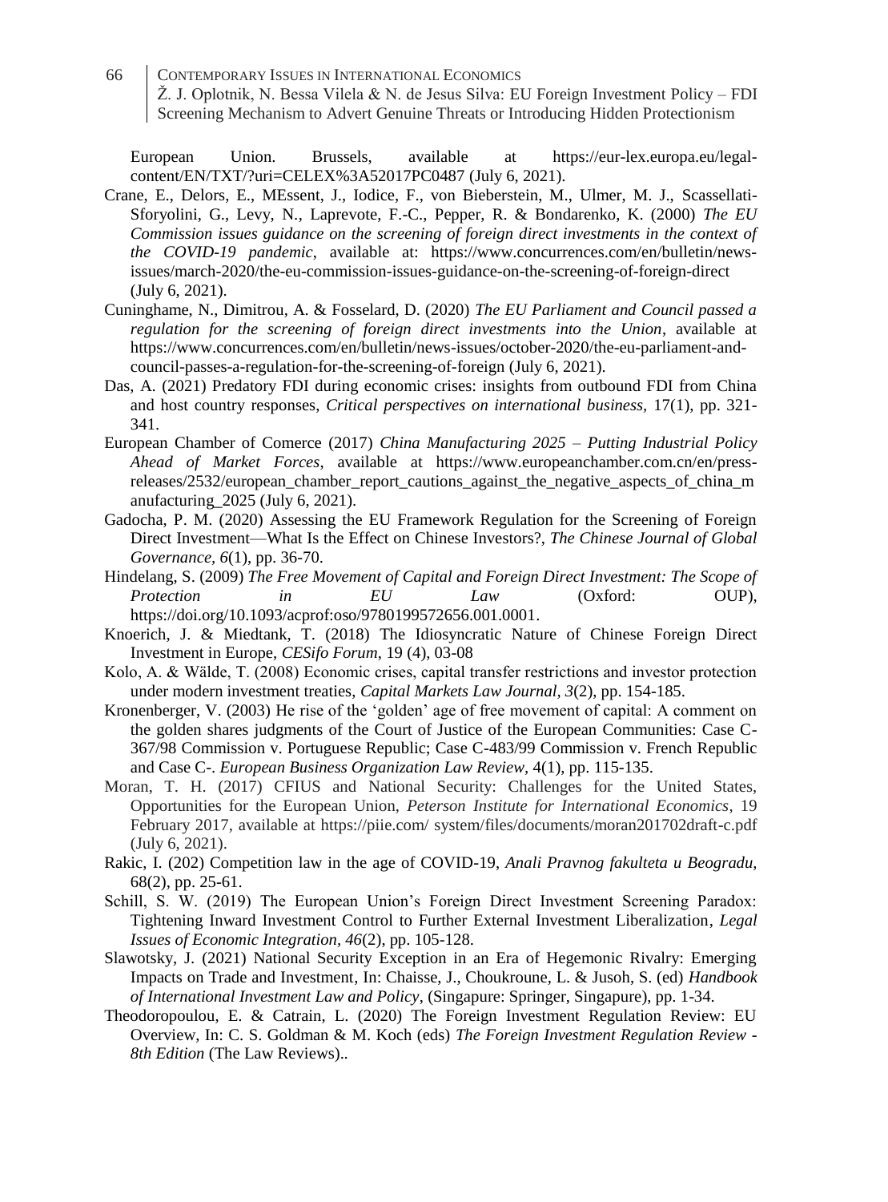European Union. Brussels, available at https://eur-lex.europa.eu/legal-content/EN/TXT/?uri=CELEX%3A52017PC0487 (July 6, 2021).

Crane, E., Delors, E., MEssent, J., Iodice, F., von Bieberstein, M., Ulmer, M. J., Scassellati-Sforyolini, G., Levy, N., Laprevote, F.-C., Pepper, R. & Bondarenko, K. (2000) *The EU Commission issues guidance on the screening of foreign direct investments in the context of the COVID-19 pandemic*, available at: https://www.concurrences.com/en/bulletin/news-issues/march-2020/the-eu-commission-issues-guidance-on-the-screening-of-foreign-direct (July 6, 2021).

Cuninghame, N., Dimitrou, A. & Fosselard, D. (2020) *The EU Parliament and Council passed a regulation for the screening of foreign direct investments into the Union*, available at https://www.concurrences.com/en/bulletin/news-issues/october-2020/the-eu-parliament-and-council-passes-a-regulation-for-the-screening-of-foreign (July 6, 2021).

Das, A. (2021) Predatory FDI during economic crises: insights from outbound FDI from China and host country responses, *Critical perspectives on international business*, 17(1), pp. 321-341.

European Chamber of Comerce (2017) *China Manufacturing 2025 – Putting Industrial Policy Ahead of Market Forces*, available at https://www.europeanchamber.com.cn/en/press-releases/2532/european_chamber_report_cautions_against_the_negative_aspects_of_china_manufacturing_2025 (July 6, 2021).

Gadocha, P. M. (2020) Assessing the EU Framework Regulation for the Screening of Foreign Direct Investment—What Is the Effect on Chinese Investors?, *The Chinese Journal of Global Governance*, *6*(1), pp. 36-70.

Hindelang, S. (2009) *The Free Movement of Capital and Foreign Direct Investment: The Scope of Protection in EU Law* (Oxford: OUP), https://doi.org/10.1093/acprof:oso/9780199572656.001.0001.

Knoerich, J. & Miedtank, T. (2018) The Idiosyncratic Nature of Chinese Foreign Direct Investment in Europe, *CESifo Forum*, 19 (4), 03-08

Kolo, A. & Wälde, T. (2008) Economic crises, capital transfer restrictions and investor protection under modern investment treaties, *Capital Markets Law Journal*, *3*(2), pp. 154-185.

Kronenberger, V. (2003) He rise of the 'golden' age of free movement of capital: A comment on the golden shares judgments of the Court of Justice of the European Communities: Case C-367/98 Commission v. Portuguese Republic; Case C-483/99 Commission v. French Republic and Case C-. *European Business Organization Law Review*, 4(1), pp. 115-135.

Moran, T. H. (2017) CFIUS and National Security: Challenges for the United States, Opportunities for the European Union, *Peterson Institute for International Economics*, 19 February 2017, available at https://piie.com/ system/files/documents/moran201702draft-c.pdf (July 6, 2021).

Rakic, I. (202) Competition law in the age of COVID-19, *Anali Pravnog fakulteta u Beogradu*, 68(2), pp. 25-61.

Schill, S. W. (2019) The European Union's Foreign Direct Investment Screening Paradox: Tightening Inward Investment Control to Further External Investment Liberalization, *Legal Issues of Economic Integration*, *46*(2), pp. 105-128.

Slawotsky, J. (2021) National Security Exception in an Era of Hegemonic Rivalry: Emerging Impacts on Trade and Investment, In: Chaisse, J., Choukroune, L. & Jusoh, S. (ed) *Handbook of International Investment Law and Policy*, (Singapure: Springer, Singapure), pp. 1-34.

Theodoropoulou, E. & Catrain, L. (2020) The Foreign Investment Regulation Review: EU Overview, In: C. S. Goldman & M. Koch (eds) *The Foreign Investment Regulation Review - 8th Edition* (The Law Reviews)..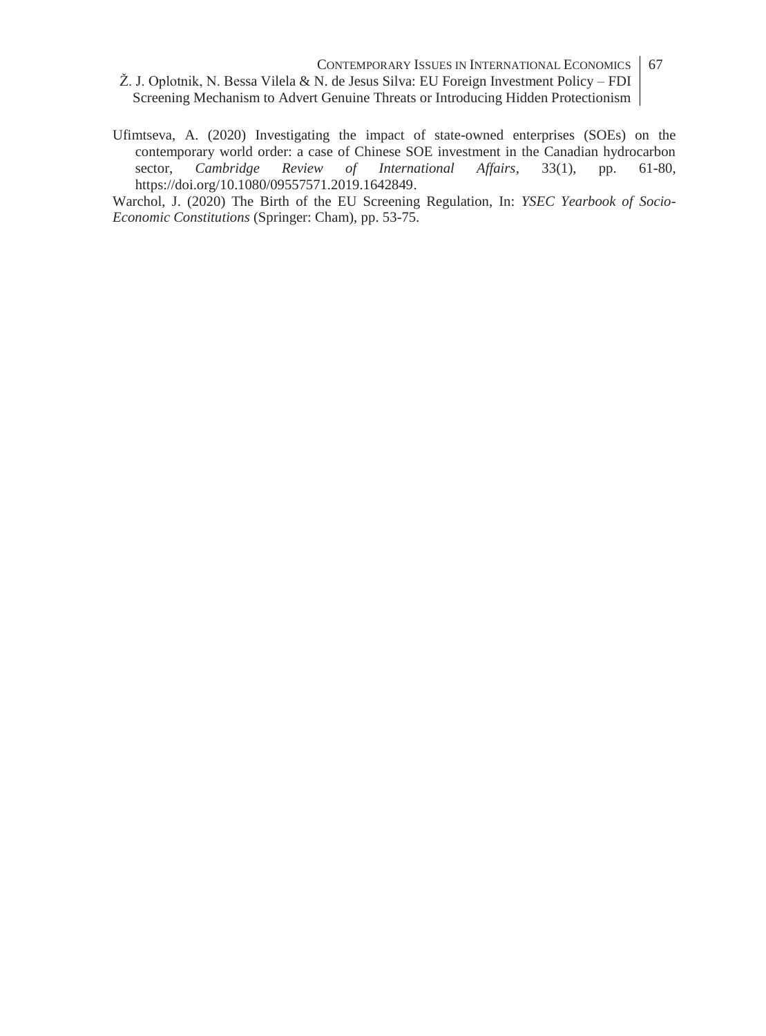Ufimtseva, A. (2020) Investigating the impact of state-owned enterprises (SOEs) on the contemporary world order: a case of Chinese SOE investment in the Canadian hydrocarbon sector, *Cambridge Review of International Affairs*, 33(1), pp. 61-80, https://doi.org/10.1080/09557571.2019.1642849.

Warchol, J. (2020) The Birth of the EU Screening Regulation, In: *YSEC Yearbook of Socio-Economic Constitutions* (Springer: Cham), pp. 53-75.